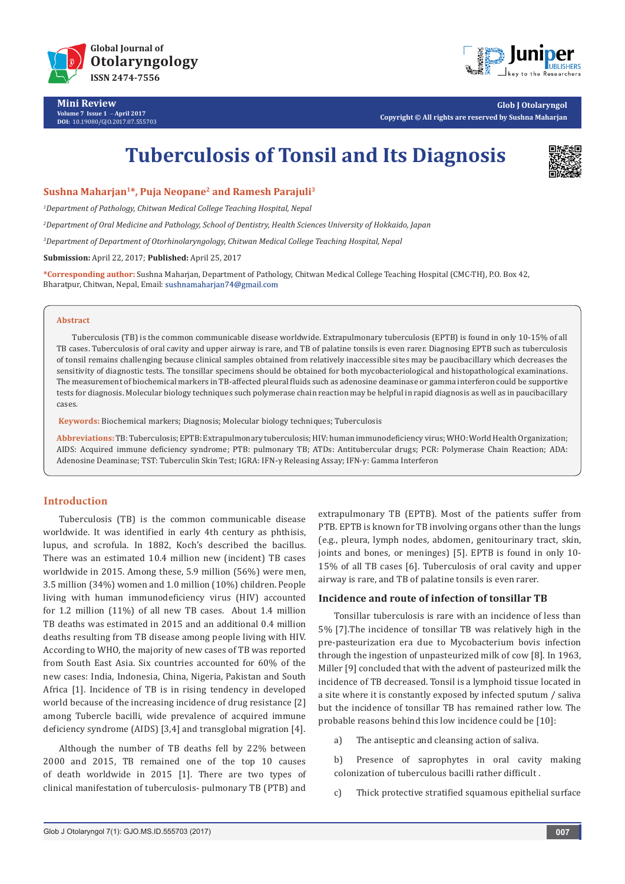Mini Review
Volume 7 Issue 1 – April 2017
DOI: 10.19080/GJO.2017.07.555703

Glob J Otolaryngol
Copyright © All rights are reserved by Sushna Maharjan

# Tuberculosis of Tonsil and Its Diagnosis

**Sushna Maharjan[1]*, Puja Neopane[2] and Ramesh Parajuli[3]**

*[1]Department of Pathology, Chitwan Medical College Teaching Hospital, Nepal*

*[2]Department of Oral Medicine and Pathology, School of Dentistry, Health Sciences University of Hokkaido, Japan*

*[3]Department of Department of Otorhinolaryngology, Chitwan Medical College Teaching Hospital, Nepal*

**Submission:** April 22, 2017; **Published:** April 25, 2017

***Corresponding author:** Sushna Maharjan, Department of Pathology, Chitwan Medical College Teaching Hospital (CMC-TH), P.O. Box 42, Bharatpur, Chitwan, Nepal, Email: sushnamaharjan74@gmail.com

### Abstract

Tuberculosis (TB) is the common communicable disease worldwide. Extrapulmonary tuberculosis (EPTB) is found in only 10-15% of all TB cases. Tuberculosis of oral cavity and upper airway is rare, and TB of palatine tonsils is even rarer. Diagnosing EPTB such as tuberculosis of tonsil remains challenging because clinical samples obtained from relatively inaccessible sites may be paucibacillary which decreases the sensitivity of diagnostic tests. The tonsillar specimens should be obtained for both mycobacteriological and histopathological examinations. The measurement of biochemical markers in TB-affected pleural fluids such as adenosine deaminase or gamma interferon could be supportive tests for diagnosis. Molecular biology techniques such as polymerase chain reaction may be helpful in rapid diagnosis as well as in paucibacillary cases.

**Keywords:** Biochemical markers; Diagnosis; Molecular biology techniques; Tuberculosis

**Abbreviations:** TB: Tuberculosis; EPTB: Extrapulmonary tuberculosis; HIV: human immunodeficiency virus; WHO: World Health Organization; AIDS: Acquired immune deficiency syndrome; PTB: pulmonary TB; ATDs: Antitubercular drugs; PCR: Polymerase Chain Reaction; ADA: Adenosine Deaminase; TST: Tuberculin Skin Test; IGRA: IFN-γ Releasing Assay; IFN-γ: Gamma Interferon

## Introduction

Tuberculosis (TB) is the common communicable disease worldwide. It was identified in early 4th century as phthisis, lupus, and scrofula. In 1882, Koch's described the bacillus. There was an estimated 10.4 million new (incident) TB cases worldwide in 2015. Among these, 5.9 million (56%) were men, 3.5 million (34%) women and 1.0 million (10%) children. People living with human immunodeficiency virus (HIV) accounted for 1.2 million (11%) of all new TB cases. About 1.4 million TB deaths was estimated in 2015 and an additional 0.4 million deaths resulting from TB disease among people living with HIV. According to WHO, the majority of new cases of TB was reported from South East Asia. Six countries accounted for 60% of the new cases: India, Indonesia, China, Nigeria, Pakistan and South Africa [1]. Incidence of TB is in rising tendency in developed world because of the increasing incidence of drug resistance [2] among Tubercle bacilli, wide prevalence of acquired immune deficiency syndrome (AIDS) [3,4] and transglobal migration [4].

Although the number of TB deaths fell by 22% between 2000 and 2015, TB remained one of the top 10 causes of death worldwide in 2015 [1]. There are two types of clinical manifestation of tuberculosis- pulmonary TB (PTB) and extrapulmonary TB (EPTB). Most of the patients suffer from PTB. EPTB is known for TB involving organs other than the lungs (e.g., pleura, lymph nodes, abdomen, genitourinary tract, skin, joints and bones, or meninges) [5]. EPTB is found in only 10-15% of all TB cases [6]. Tuberculosis of oral cavity and upper airway is rare, and TB of palatine tonsils is even rarer.

### Incidence and route of infection of tonsillar TB

Tonsillar tuberculosis is rare with an incidence of less than 5% [7].The incidence of tonsillar TB was relatively high in the pre-pasteurization era due to Mycobacterium bovis infection through the ingestion of unpasteurized milk of cow [8]. In 1963, Miller [9] concluded that with the advent of pasteurized milk the incidence of TB decreased. Tonsil is a lymphoid tissue located in a site where it is constantly exposed by infected sputum / saliva but the incidence of tonsillar TB has remained rather low. The probable reasons behind this low incidence could be [10]:

a) The antiseptic and cleansing action of saliva.

b) Presence of saprophytes in oral cavity making colonization of tuberculous bacilli rather difficult .

c) Thick protective stratified squamous epithelial surface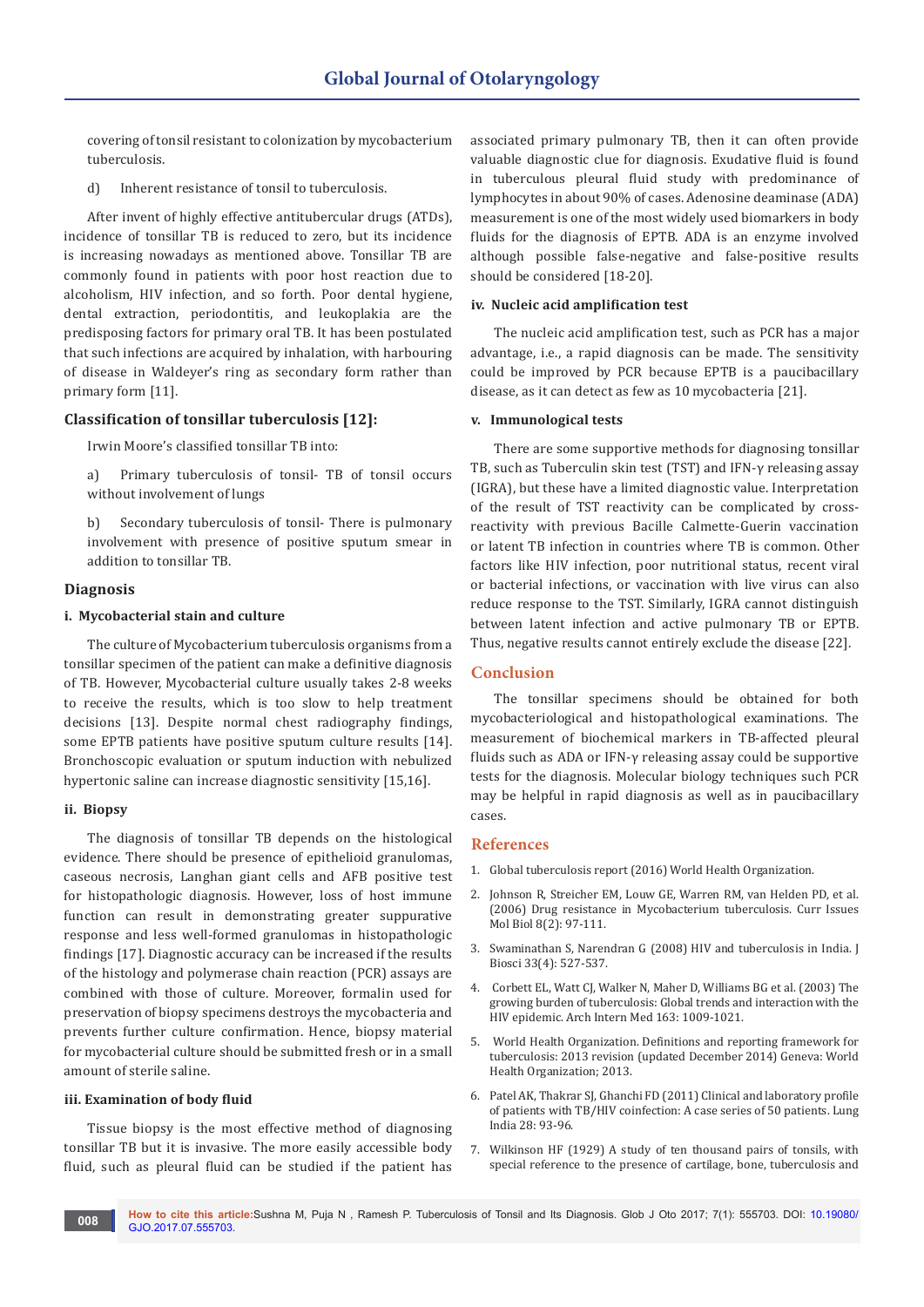covering of tonsil resistant to colonization by mycobacterium tuberculosis.

d) Inherent resistance of tonsil to tuberculosis.

After invent of highly effective antitubercular drugs (ATDs), incidence of tonsillar TB is reduced to zero, but its incidence is increasing nowadays as mentioned above. Tonsillar TB are commonly found in patients with poor host reaction due to alcoholism, HIV infection, and so forth. Poor dental hygiene, dental extraction, periodontitis, and leukoplakia are the predisposing factors for primary oral TB. It has been postulated that such infections are acquired by inhalation, with harbouring of disease in Waldeyer's ring as secondary form rather than primary form [11].

## Classification of tonsillar tuberculosis [12]:

Irwin Moore's classified tonsillar TB into:

a) Primary tuberculosis of tonsil- TB of tonsil occurs without involvement of lungs

b) Secondary tuberculosis of tonsil- There is pulmonary involvement with presence of positive sputum smear in addition to tonsillar TB.

## Diagnosis

### i. Mycobacterial stain and culture

The culture of Mycobacterium tuberculosis organisms from a tonsillar specimen of the patient can make a definitive diagnosis of TB. However, Mycobacterial culture usually takes 2-8 weeks to receive the results, which is too slow to help treatment decisions [13]. Despite normal chest radiography findings, some EPTB patients have positive sputum culture results [14]. Bronchoscopic evaluation or sputum induction with nebulized hypertonic saline can increase diagnostic sensitivity [15,16].

### ii. Biopsy

The diagnosis of tonsillar TB depends on the histological evidence. There should be presence of epithelioid granulomas, caseous necrosis, Langhan giant cells and AFB positive test for histopathologic diagnosis. However, loss of host immune function can result in demonstrating greater suppurative response and less well-formed granulomas in histopathologic findings [17]. Diagnostic accuracy can be increased if the results of the histology and polymerase chain reaction (PCR) assays are combined with those of culture. Moreover, formalin used for preservation of biopsy specimens destroys the mycobacteria and prevents further culture confirmation. Hence, biopsy material for mycobacterial culture should be submitted fresh or in a small amount of sterile saline.

### iii. Examination of body fluid

Tissue biopsy is the most effective method of diagnosing tonsillar TB but it is invasive. The more easily accessible body fluid, such as pleural fluid can be studied if the patient has associated primary pulmonary TB, then it can often provide valuable diagnostic clue for diagnosis. Exudative fluid is found in tuberculous pleural fluid study with predominance of lymphocytes in about 90% of cases. Adenosine deaminase (ADA) measurement is one of the most widely used biomarkers in body fluids for the diagnosis of EPTB. ADA is an enzyme involved although possible false-negative and false-positive results should be considered [18-20].

### iv. Nucleic acid amplification test

The nucleic acid amplification test, such as PCR has a major advantage, i.e., a rapid diagnosis can be made. The sensitivity could be improved by PCR because EPTB is a paucibacillary disease, as it can detect as few as 10 mycobacteria [21].

### v. Immunological tests

There are some supportive methods for diagnosing tonsillar TB, such as Tuberculin skin test (TST) and IFN-γ releasing assay (IGRA), but these have a limited diagnostic value. Interpretation of the result of TST reactivity can be complicated by cross-reactivity with previous Bacille Calmette-Guerin vaccination or latent TB infection in countries where TB is common. Other factors like HIV infection, poor nutritional status, recent viral or bacterial infections, or vaccination with live virus can also reduce response to the TST. Similarly, IGRA cannot distinguish between latent infection and active pulmonary TB or EPTB. Thus, negative results cannot entirely exclude the disease [22].

## Conclusion

The tonsillar specimens should be obtained for both mycobacteriological and histopathological examinations. The measurement of biochemical markers in TB-affected pleural fluids such as ADA or IFN-γ releasing assay could be supportive tests for the diagnosis. Molecular biology techniques such PCR may be helpful in rapid diagnosis as well as in paucibacillary cases.

## References

1. Global tuberculosis report (2016) World Health Organization.
2. Johnson R, Streicher EM, Louw GE, Warren RM, van Helden PD, et al. (2006) Drug resistance in Mycobacterium tuberculosis. Curr Issues Mol Biol 8(2): 97-111.
3. Swaminathan S, Narendran G (2008) HIV and tuberculosis in India. J Biosci 33(4): 527-537.
4. Corbett EL, Watt CJ, Walker N, Maher D, Williams BG et al. (2003) The growing burden of tuberculosis: Global trends and interaction with the HIV epidemic. Arch Intern Med 163: 1009-1021.
5. World Health Organization. Definitions and reporting framework for tuberculosis: 2013 revision (updated December 2014) Geneva: World Health Organization; 2013.
6. Patel AK, Thakrar SJ, Ghanchi FD (2011) Clinical and laboratory profile of patients with TB/HIV coinfection: A case series of 50 patients. Lung India 28: 93-96.
7. Wilkinson HF (1929) A study of ten thousand pairs of tonsils, with special reference to the presence of cartilage, bone, tuberculosis and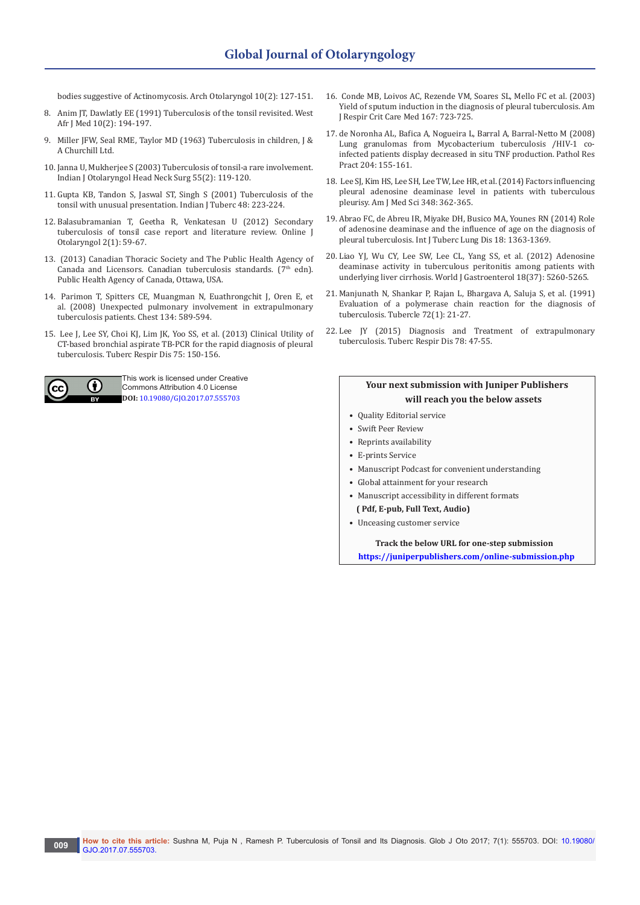bodies suggestive of Actinomycosis. Arch Otolaryngol 10(2): 127-151.

8. Anim JT, Dawlatly EE (1991) Tuberculosis of the tonsil revisited. West Afr J Med 10(2): 194-197.

9. Miller JFW, Seal RME, Taylor MD (1963) Tuberculosis in children, J & A Churchill Ltd.

10. Janna U, Mukherjee S (2003) Tuberculosis of tonsil-a rare involvement. Indian J Otolaryngol Head Neck Surg 55(2): 119-120.

11. Gupta KB, Tandon S, Jaswal ST, Singh S (2001) Tuberculosis of the tonsil with unusual presentation. Indian J Tuberc 48: 223-224.

12. Balasubramanian T, Geetha R, Venkatesan U (2012) Secondary tuberculosis of tonsil case report and literature review. Online J Otolaryngol 2(1): 59-67.

13. (2013) Canadian Thoracic Society and The Public Health Agency of Canada and Licensors. Canadian tuberculosis standards. (7th edn). Public Health Agency of Canada, Ottawa, USA.

14. Parimon T, Spitters CE, Muangman N, Euathrongchit J, Oren E, et al. (2008) Unexpected pulmonary involvement in extrapulmonary tuberculosis patients. Chest 134: 589-594.

15. Lee J, Lee SY, Choi KJ, Lim JK, Yoo SS, et al. (2013) Clinical Utility of CT-based bronchial aspirate TB-PCR for the rapid diagnosis of pleural tuberculosis. Tuberc Respir Dis 75: 150-156.

16. Conde MB, Loivos AC, Rezende VM, Soares SL, Mello FC et al. (2003) Yield of sputum induction in the diagnosis of pleural tuberculosis. Am J Respir Crit Care Med 167: 723-725.

17. de Noronha AL, Bafica A, Nogueira L, Barral A, Barral-Netto M (2008) Lung granulomas from Mycobacterium tuberculosis /HIV-1 co-infected patients display decreased in situ TNF production. Pathol Res Pract 204: 155-161.

18. Lee SJ, Kim HS, Lee SH, Lee TW, Lee HR, et al. (2014) Factors influencing pleural adenosine deaminase level in patients with tuberculous pleurisy. Am J Med Sci 348: 362-365.

19. Abrao FC, de Abreu IR, Miyake DH, Busico MA, Younes RN (2014) Role of adenosine deaminase and the influence of age on the diagnosis of pleural tuberculosis. Int J Tuberc Lung Dis 18: 1363-1369.

20. Liao YJ, Wu CY, Lee SW, Lee CL, Yang SS, et al. (2012) Adenosine deaminase activity in tuberculous peritonitis among patients with underlying liver cirrhosis. World J Gastroenterol 18(37): 5260-5265.

21. Manjunath N, Shankar P, Rajan L, Bhargava A, Saluja S, et al. (1991) Evaluation of a polymerase chain reaction for the diagnosis of tuberculosis. Tubercle 72(1): 21-27.

22. Lee JY (2015) Diagnosis and Treatment of extrapulmonary tuberculosis. Tuberc Respir Dis 78: 47-55.

This work is licensed under Creative Commons Attribution 4.0 License
**DOI:** 10.19080/GJO.2017.07.555703

**Your next submission with Juniper Publishers will reach you the below assets**

- Quality Editorial service
- Swift Peer Review
- Reprints availability
- E-prints Service
- Manuscript Podcast for convenient understanding
- Global attainment for your research
- Manuscript accessibility in different formats
  **( Pdf, E-pub, Full Text, Audio)**
- Unceasing customer service

**Track the below URL for one-step submission**
**https://juniperpublishers.com/online-submission.php**

**How to cite this article:** Sushna M, Puja N , Ramesh P. Tuberculosis of Tonsil and Its Diagnosis. Glob J Oto 2017; 7(1): 555703. DOI: 10.19080/GJO.2017.07.555703.